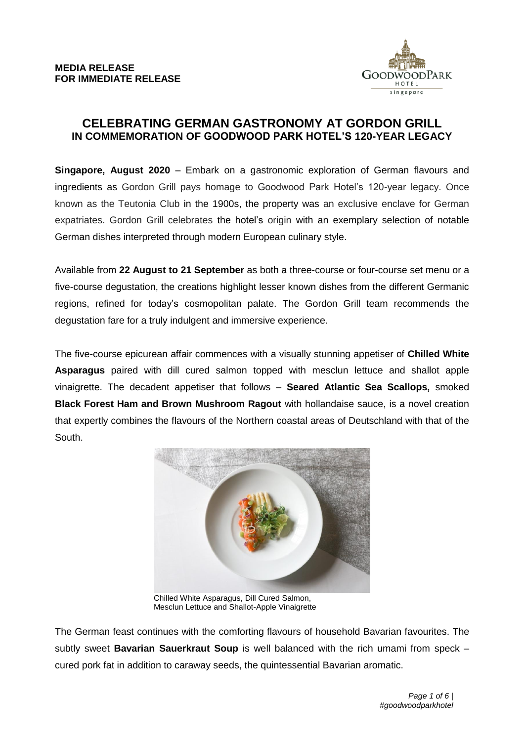**MEDIA RELEASE**
**FOR IMMEDIATE RELEASE**

# CELEBRATING GERMAN GASTRONOMY AT GORDON GRILL
## IN COMMEMORATION OF GOODWOOD PARK HOTEL'S 120-YEAR LEGACY

**Singapore, August 2020** – Embark on a gastronomic exploration of German flavours and ingredients as Gordon Grill pays homage to Goodwood Park Hotel's 120-year legacy. Once known as the Teutonia Club in the 1900s, the property was an exclusive enclave for German expatriates. Gordon Grill celebrates the hotel's origin with an exemplary selection of notable German dishes interpreted through modern European culinary style.

Available from **22 August to 21 September** as both a three-course or four-course set menu or a five-course degustation, the creations highlight lesser known dishes from the different Germanic regions, refined for today's cosmopolitan palate. The Gordon Grill team recommends the degustation fare for a truly indulgent and immersive experience.

The five-course epicurean affair commences with a visually stunning appetiser of **Chilled White Asparagus** paired with dill cured salmon topped with mesclun lettuce and shallot apple vinaigrette. The decadent appetiser that follows – **Seared Atlantic Sea Scallops,** smoked **Black Forest Ham and Brown Mushroom Ragout** with hollandaise sauce, is a novel creation that expertly combines the flavours of the Northern coastal areas of Deutschland with that of the South.

Chilled White Asparagus, Dill Cured Salmon, Mesclun Lettuce and Shallot-Apple Vinaigrette

The German feast continues with the comforting flavours of household Bavarian favourites. The subtly sweet **Bavarian Sauerkraut Soup** is well balanced with the rich umami from speck – cured pork fat in addition to caraway seeds, the quintessential Bavarian aromatic.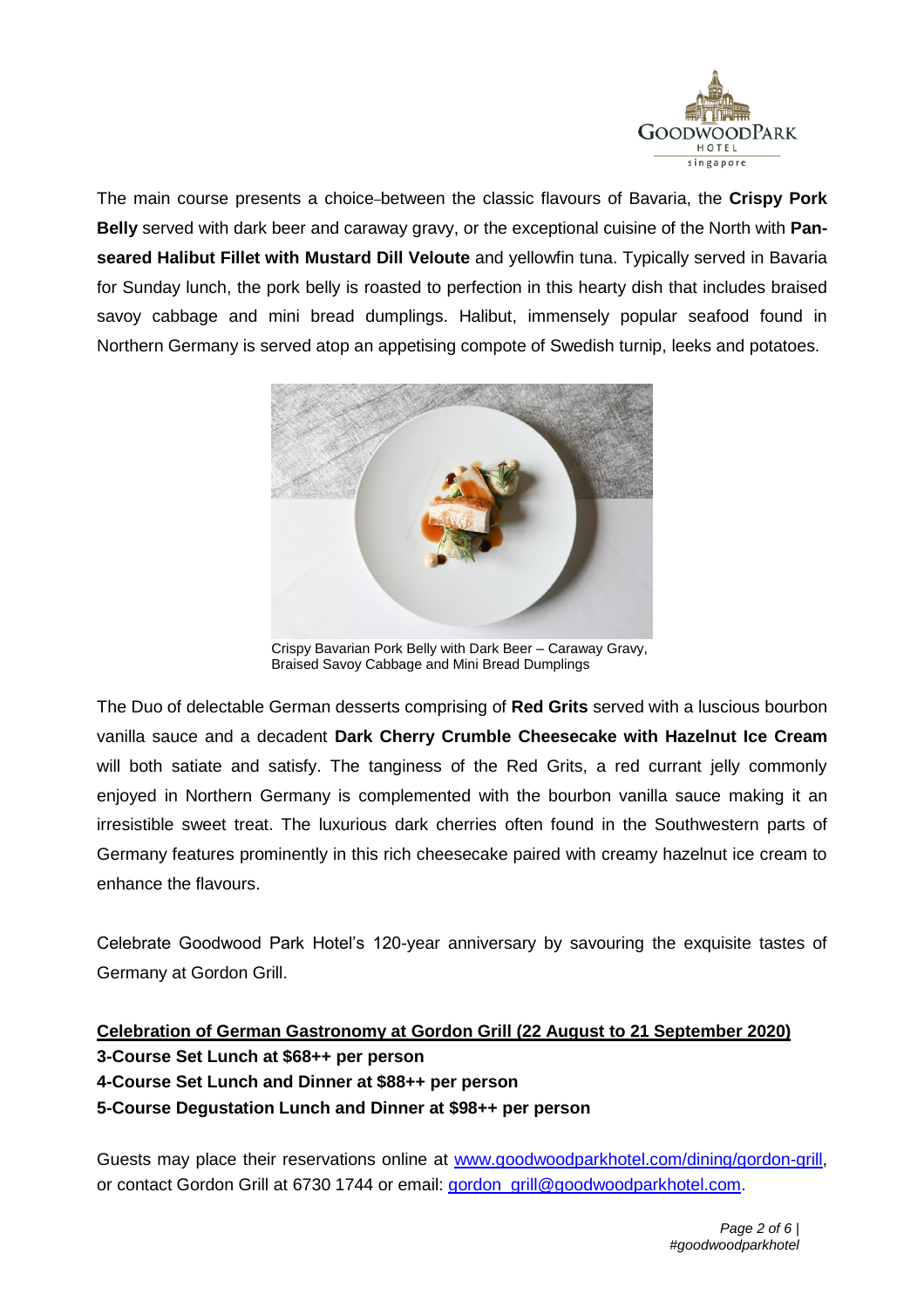The main course presents a choice between the classic flavours of Bavaria, the **Crispy Pork Belly** served with dark beer and caraway gravy, or the exceptional cuisine of the North with **Pan-seared Halibut Fillet with Mustard Dill Veloute** and yellowfin tuna. Typically served in Bavaria for Sunday lunch, the pork belly is roasted to perfection in this hearty dish that includes braised savoy cabbage and mini bread dumplings. Halibut, immensely popular seafood found in Northern Germany is served atop an appetising compote of Swedish turnip, leeks and potatoes.

Crispy Bavarian Pork Belly with Dark Beer – Caraway Gravy, Braised Savoy Cabbage and Mini Bread Dumplings

The Duo of delectable German desserts comprising of **Red Grits** served with a luscious bourbon vanilla sauce and a decadent **Dark Cherry Crumble Cheesecake with Hazelnut Ice Cream** will both satiate and satisfy. The tanginess of the Red Grits, a red currant jelly commonly enjoyed in Northern Germany is complemented with the bourbon vanilla sauce making it an irresistible sweet treat. The luxurious dark cherries often found in the Southwestern parts of Germany features prominently in this rich cheesecake paired with creamy hazelnut ice cream to enhance the flavours.

Celebrate Goodwood Park Hotel's 120-year anniversary by savouring the exquisite tastes of Germany at Gordon Grill.

**Celebration of German Gastronomy at Gordon Grill (22 August to 21 September 2020)**
**3-Course Set Lunch at $68++ per person**
**4-Course Set Lunch and Dinner at $88++ per person**
**5-Course Degustation Lunch and Dinner at $98++ per person**

Guests may place their reservations online at www.goodwoodparkhotel.com/dining/gordon-grill, or contact Gordon Grill at 6730 1744 or email: gordon_grill@goodwoodparkhotel.com.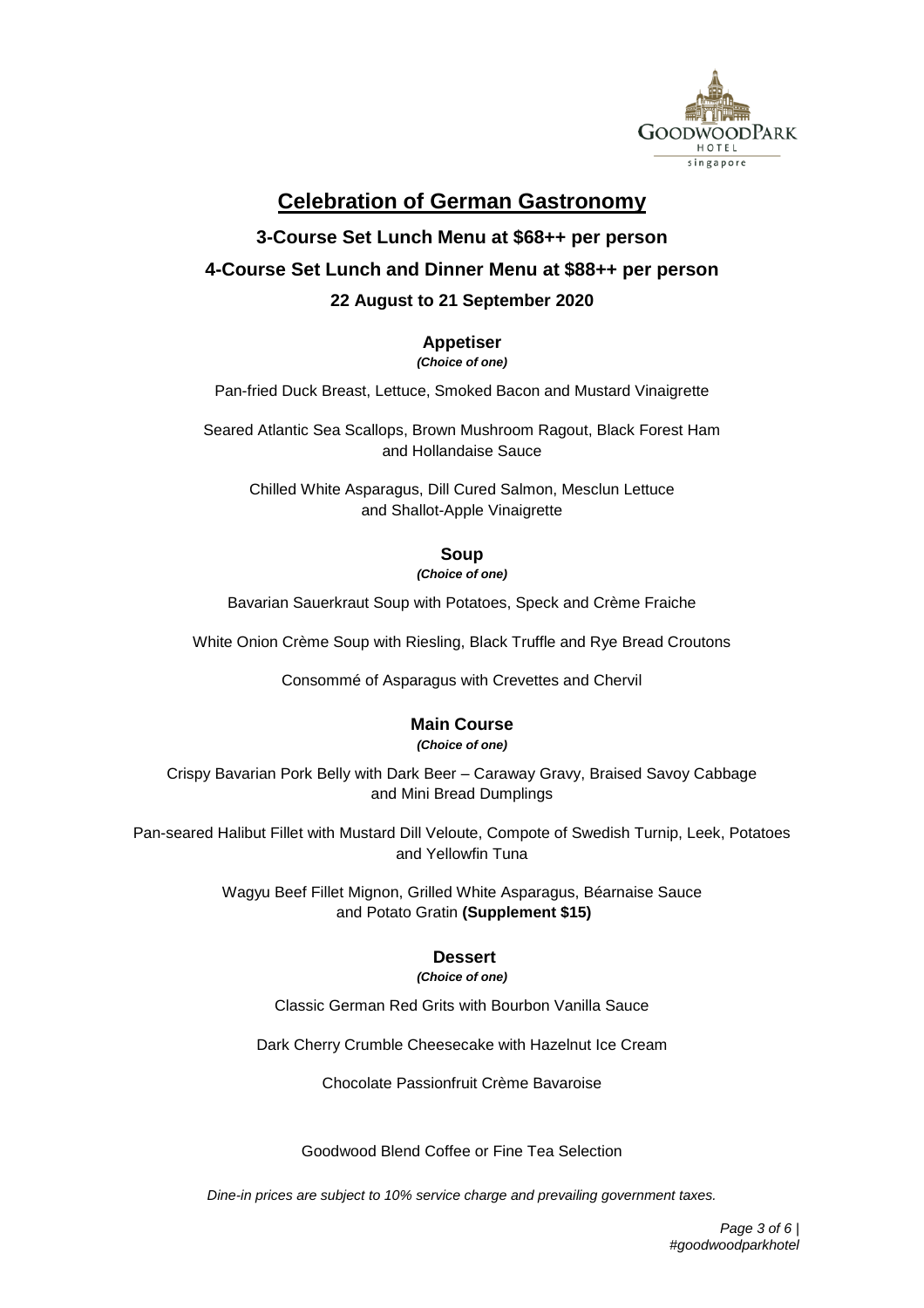# Celebration of German Gastronomy

**3-Course Set Lunch Menu at $68++ per person**

**4-Course Set Lunch and Dinner Menu at $88++ per person**

**22 August to 21 September 2020**

## Appetiser

***(Choice of one)***

Pan-fried Duck Breast, Lettuce, Smoked Bacon and Mustard Vinaigrette

Seared Atlantic Sea Scallops, Brown Mushroom Ragout, Black Forest Ham and Hollandaise Sauce

Chilled White Asparagus, Dill Cured Salmon, Mesclun Lettuce and Shallot-Apple Vinaigrette

## Soup

***(Choice of one)***

Bavarian Sauerkraut Soup with Potatoes, Speck and Crème Fraiche

White Onion Crème Soup with Riesling, Black Truffle and Rye Bread Croutons

Consommé of Asparagus with Crevettes and Chervil

## Main Course

***(Choice of one)***

Crispy Bavarian Pork Belly with Dark Beer – Caraway Gravy, Braised Savoy Cabbage and Mini Bread Dumplings

Pan-seared Halibut Fillet with Mustard Dill Veloute, Compote of Swedish Turnip, Leek, Potatoes and Yellowfin Tuna

Wagyu Beef Fillet Mignon, Grilled White Asparagus, Béarnaise Sauce and Potato Gratin **(Supplement $15)**

## Dessert

***(Choice of one)***

Classic German Red Grits with Bourbon Vanilla Sauce

Dark Cherry Crumble Cheesecake with Hazelnut Ice Cream

Chocolate Passionfruit Crème Bavaroise

Goodwood Blend Coffee or Fine Tea Selection

*Dine-in prices are subject to 10% service charge and prevailing government taxes.*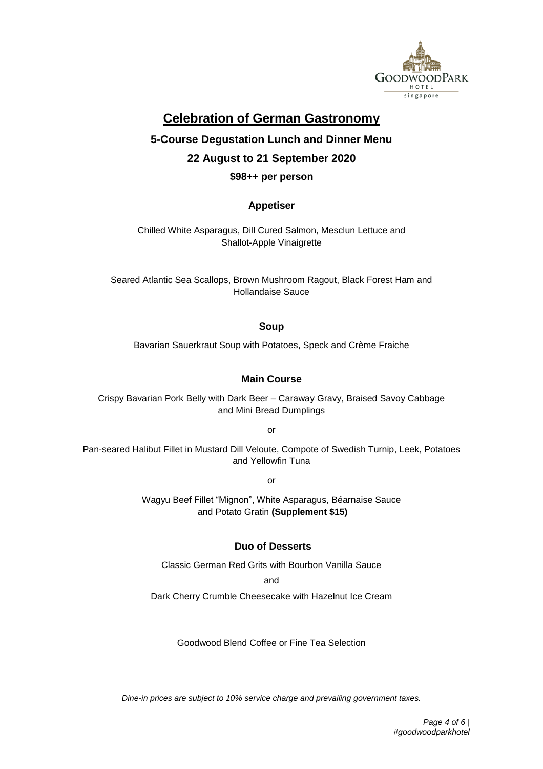# Celebration of German Gastronomy

## 5-Course Degustation Lunch and Dinner Menu

## 22 August to 21 September 2020

**$98++ per person**

### Appetiser

Chilled White Asparagus, Dill Cured Salmon, Mesclun Lettuce and Shallot-Apple Vinaigrette

Seared Atlantic Sea Scallops, Brown Mushroom Ragout, Black Forest Ham and Hollandaise Sauce

### Soup

Bavarian Sauerkraut Soup with Potatoes, Speck and Crème Fraiche

### Main Course

Crispy Bavarian Pork Belly with Dark Beer – Caraway Gravy, Braised Savoy Cabbage and Mini Bread Dumplings

or

Pan-seared Halibut Fillet in Mustard Dill Veloute, Compote of Swedish Turnip, Leek, Potatoes and Yellowfin Tuna

or

Wagyu Beef Fillet "Mignon", White Asparagus, Béarnaise Sauce and Potato Gratin **(Supplement $15)**

### Duo of Desserts

Classic German Red Grits with Bourbon Vanilla Sauce

and

Dark Cherry Crumble Cheesecake with Hazelnut Ice Cream

Goodwood Blend Coffee or Fine Tea Selection

*Dine-in prices are subject to 10% service charge and prevailing government taxes.*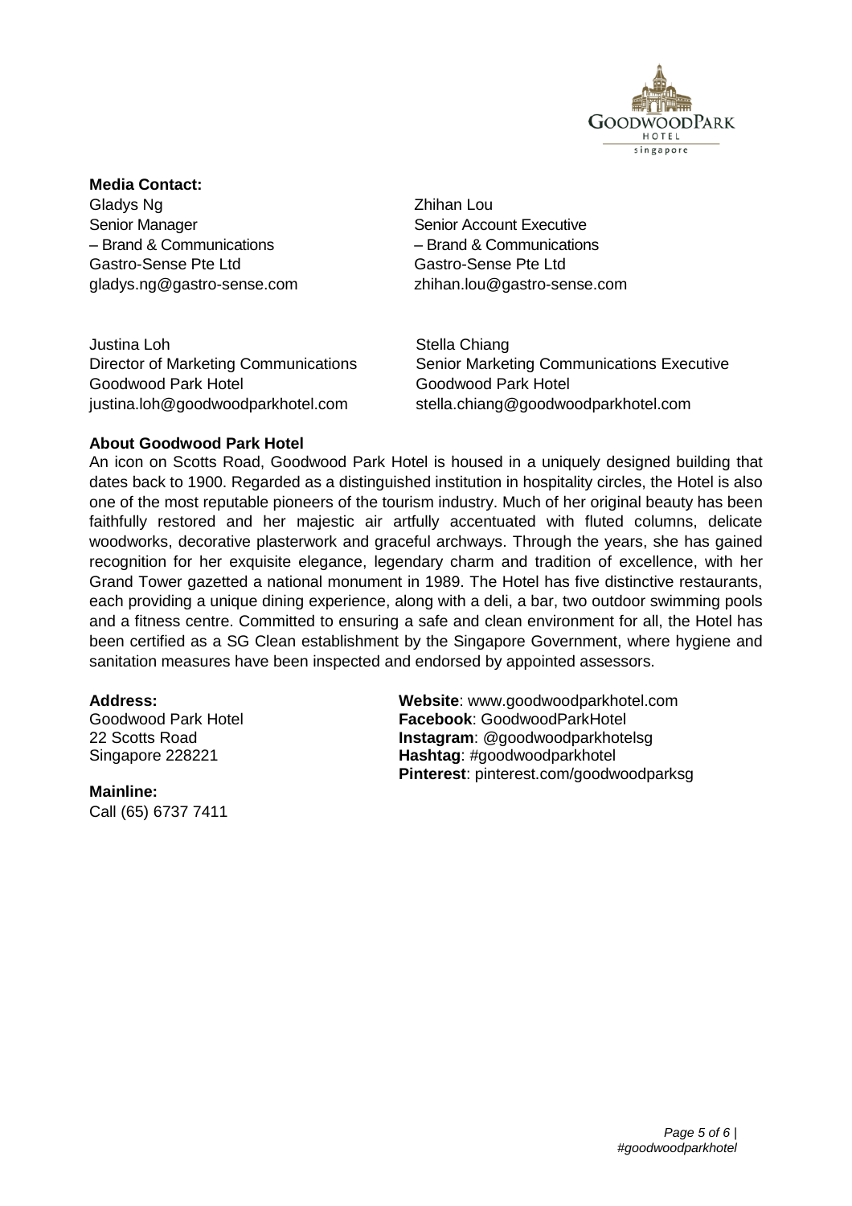**Media Contact:**

Gladys Ng
Senior Manager
– Brand & Communications
Gastro-Sense Pte Ltd
gladys.ng@gastro-sense.com

Zhihan Lou
Senior Account Executive
– Brand & Communications
Gastro-Sense Pte Ltd
zhihan.lou@gastro-sense.com

Justina Loh
Director of Marketing Communications
Goodwood Park Hotel
justina.loh@goodwoodparkhotel.com

Stella Chiang
Senior Marketing Communications Executive
Goodwood Park Hotel
stella.chiang@goodwoodparkhotel.com

**About Goodwood Park Hotel**

An icon on Scotts Road, Goodwood Park Hotel is housed in a uniquely designed building that dates back to 1900. Regarded as a distinguished institution in hospitality circles, the Hotel is also one of the most reputable pioneers of the tourism industry. Much of her original beauty has been faithfully restored and her majestic air artfully accentuated with fluted columns, delicate woodworks, decorative plasterwork and graceful archways. Through the years, she has gained recognition for her exquisite elegance, legendary charm and tradition of excellence, with her Grand Tower gazetted a national monument in 1989. The Hotel has five distinctive restaurants, each providing a unique dining experience, along with a deli, a bar, two outdoor swimming pools and a fitness centre. Committed to ensuring a safe and clean environment for all, the Hotel has been certified as a SG Clean establishment by the Singapore Government, where hygiene and sanitation measures have been inspected and endorsed by appointed assessors.

**Address:**
Goodwood Park Hotel
22 Scotts Road
Singapore 228221

**Mainline:**
Call (65) 6737 7411

**Website**: www.goodwoodparkhotel.com
**Facebook**: GoodwoodParkHotel
**Instagram**: @goodwoodparkhotelsg
**Hashtag**: #goodwoodparkhotel
**Pinterest**: pinterest.com/goodwoodparksg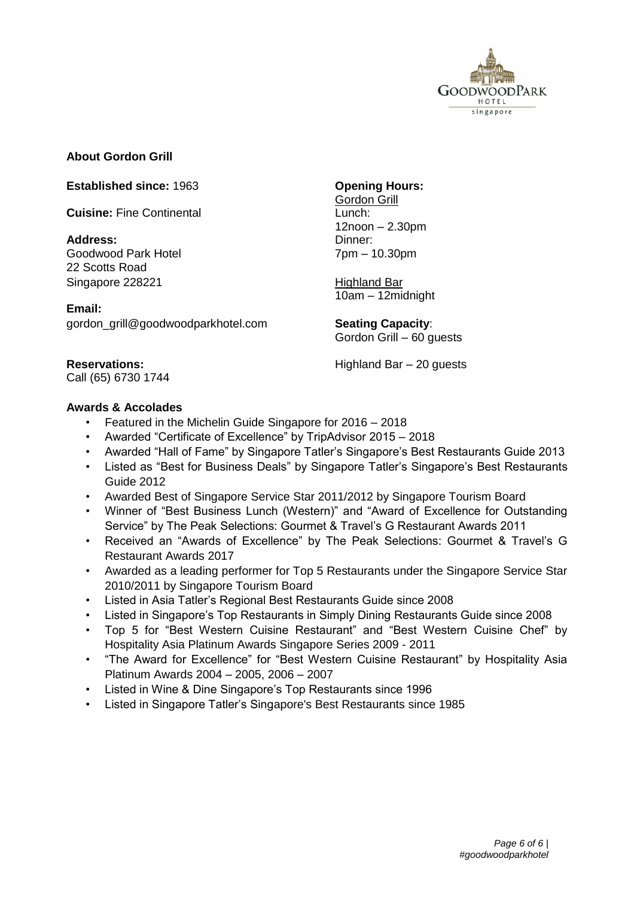**About Gordon Grill**

**Established since:** 1963

**Cuisine:** Fine Continental

**Address:**
Goodwood Park Hotel
22 Scotts Road
Singapore 228221

**Email:**
gordon_grill@goodwoodparkhotel.com

**Reservations:**
Call (65) 6730 1744

**Opening Hours:**
Gordon Grill
Lunch:
12noon – 2.30pm
Dinner:
7pm – 10.30pm

Highland Bar
10am – 12midnight

**Seating Capacity**:
Gordon Grill – 60 guests

Highland Bar – 20 guests

**Awards & Accolades**

- Featured in the Michelin Guide Singapore for 2016 – 2018
- Awarded "Certificate of Excellence" by TripAdvisor 2015 – 2018
- Awarded "Hall of Fame" by Singapore Tatler's Singapore's Best Restaurants Guide 2013
- Listed as "Best for Business Deals" by Singapore Tatler's Singapore's Best Restaurants Guide 2012
- Awarded Best of Singapore Service Star 2011/2012 by Singapore Tourism Board
- Winner of "Best Business Lunch (Western)" and "Award of Excellence for Outstanding Service" by The Peak Selections: Gourmet & Travel's G Restaurant Awards 2011
- Received an "Awards of Excellence" by The Peak Selections: Gourmet & Travel's G Restaurant Awards 2017
- Awarded as a leading performer for Top 5 Restaurants under the Singapore Service Star 2010/2011 by Singapore Tourism Board
- Listed in Asia Tatler's Regional Best Restaurants Guide since 2008
- Listed in Singapore's Top Restaurants in Simply Dining Restaurants Guide since 2008
- Top 5 for "Best Western Cuisine Restaurant" and "Best Western Cuisine Chef" by Hospitality Asia Platinum Awards Singapore Series 2009 - 2011
- "The Award for Excellence" for "Best Western Cuisine Restaurant" by Hospitality Asia Platinum Awards 2004 – 2005, 2006 – 2007
- Listed in Wine & Dine Singapore's Top Restaurants since 1996
- Listed in Singapore Tatler's Singapore's Best Restaurants since 1985